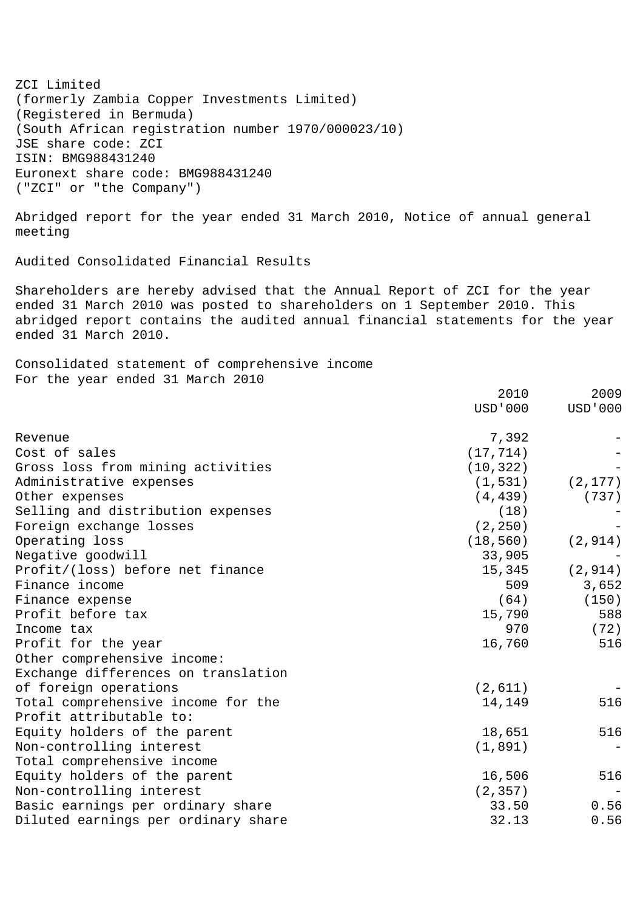ZCI Limited
(formerly Zambia Copper Investments Limited)
(Registered in Bermuda)
(South African registration number 1970/000023/10)
JSE share code: ZCI
ISIN: BMG988431240
Euronext share code: BMG988431240
("ZCI" or "the Company")

Abridged report for the year ended 31 March 2010, Notice of annual general meeting

Audited Consolidated Financial Results

Shareholders are hereby advised that the Annual Report of ZCI for the year ended 31 March 2010 was posted to shareholders on 1 September 2010. This abridged report contains the audited annual financial statements for the year ended 31 March 2010.

Consolidated statement of comprehensive income
For the year ended 31 March 2010

| | 2010 USD'000 | 2009 USD'000 |
|---|---|---|
| Revenue | 7,392 | - |
| Cost of sales | (17,714) | - |
| Gross loss from mining activities | (10,322) | - |
| Administrative expenses | (1,531) | (2,177) |
| Other expenses | (4,439) | (737) |
| Selling and distribution expenses | (18) | - |
| Foreign exchange losses | (2,250) | - |
| Operating loss | (18,560) | (2,914) |
| Negative goodwill | 33,905 | - |
| Profit/(loss) before net finance | 15,345 | (2,914) |
| Finance income | 509 | 3,652 |
| Finance expense | (64) | (150) |
| Profit before tax | 15,790 | 588 |
| Income tax | 970 | (72) |
| Profit for the year | 16,760 | 516 |
| Other comprehensive income: | | |
| Exchange differences on translation of foreign operations | (2,611) | - |
| Total comprehensive income for the | 14,149 | 516 |
| Profit attributable to: | | |
| Equity holders of the parent | 18,651 | 516 |
| Non-controlling interest | (1,891) | - |
| Total comprehensive income | | |
| Equity holders of the parent | 16,506 | 516 |
| Non-controlling interest | (2,357) | - |
| Basic earnings per ordinary share | 33.50 | 0.56 |
| Diluted earnings per ordinary share | 32.13 | 0.56 |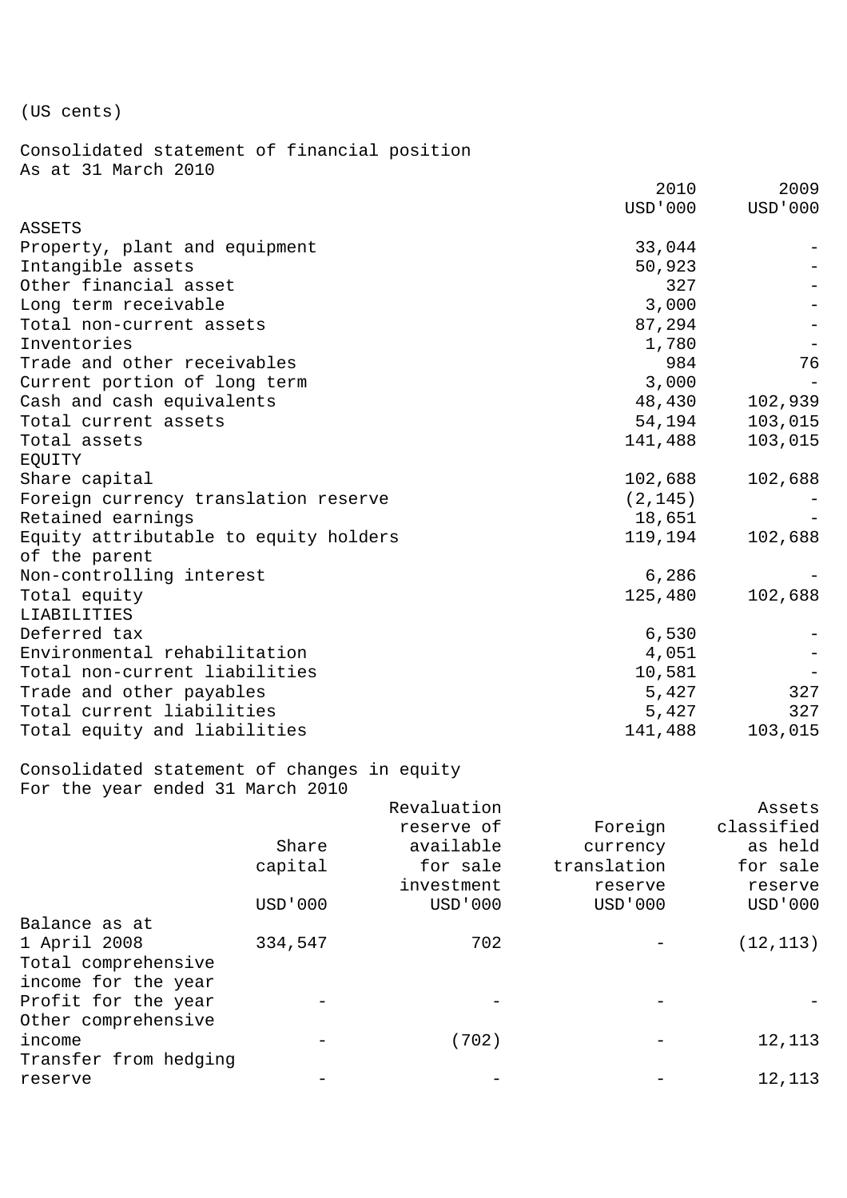(US cents)

Consolidated statement of financial position
As at 31 March 2010

| | 2010 | 2009 |
|---|---|---|
| | USD'000 | USD'000 |
| ASSETS | | |
| Property, plant and equipment | 33,044 | - |
| Intangible assets | 50,923 | - |
| Other financial asset | 327 | - |
| Long term receivable | 3,000 | - |
| Total non-current assets | 87,294 | - |
| Inventories | 1,780 | - |
| Trade and other receivables | 984 | 76 |
| Current portion of long term | 3,000 | - |
| Cash and cash equivalents | 48,430 | 102,939 |
| Total current assets | 54,194 | 103,015 |
| Total assets | 141,488 | 103,015 |
| EQUITY | | |
| Share capital | 102,688 | 102,688 |
| Foreign currency translation reserve | (2,145) | - |
| Retained earnings | 18,651 | - |
| Equity attributable to equity holders of the parent | 119,194 | 102,688 |
| Non-controlling interest | 6,286 | - |
| Total equity | 125,480 | 102,688 |
| LIABILITIES | | |
| Deferred tax | 6,530 | - |
| Environmental rehabilitation | 4,051 | - |
| Total non-current liabilities | 10,581 | - |
| Trade and other payables | 5,427 | 327 |
| Total current liabilities | 5,427 | 327 |
| Total equity and liabilities | 141,488 | 103,015 |

Consolidated statement of changes in equity
For the year ended 31 March 2010

| | Share capital | Revaluation reserve of available for sale investment | Foreign currency translation reserve | Assets classified as held for sale reserve |
|---|---|---|---|---|
| | USD'000 | USD'000 | USD'000 | USD'000 |
| Balance as at 1 April 2008 | 334,547 | 702 | - | (12,113) |
| Total comprehensive income for the year | | | | |
| Profit for the year | - | - | - | - |
| Other comprehensive income | - | (702) | - | 12,113 |
| Transfer from hedging reserve | - | - | - | 12,113 |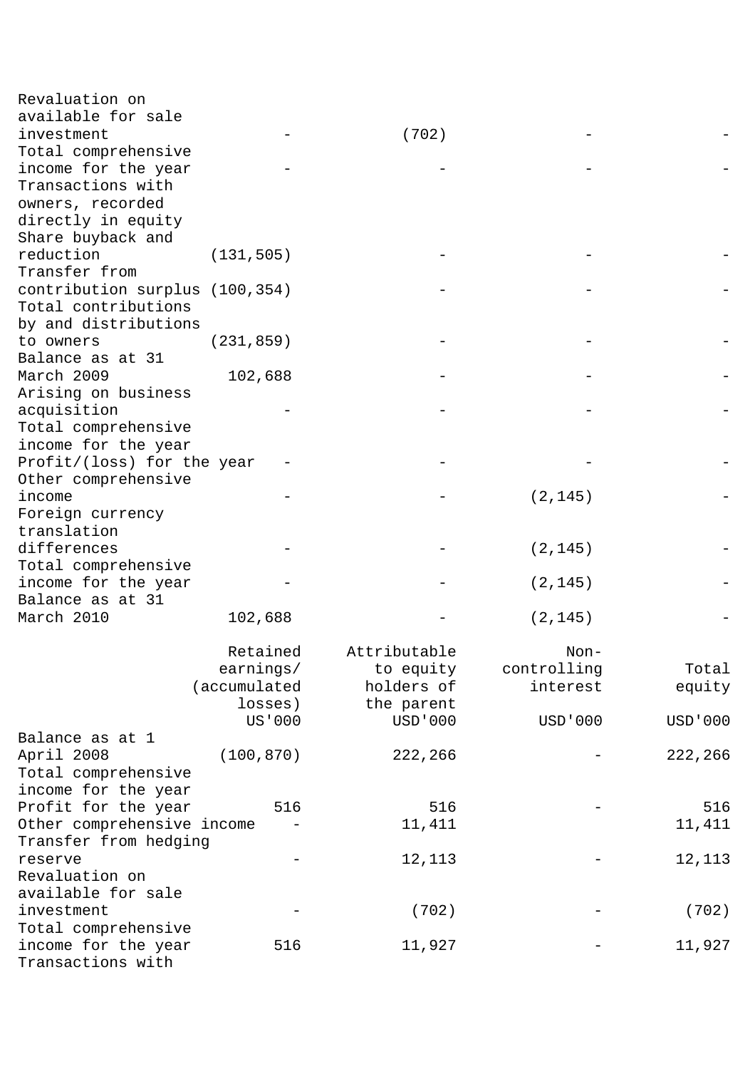| | | | | |
|---|---|---|---|---|
| Revaluation on available for sale investment | - | (702) | - | - |
| Total comprehensive income for the year | - | - | - | - |
| Transactions with owners, recorded directly in equity | | | | |
| Share buyback and reduction | (131,505) | - | - | - |
| Transfer from contribution surplus | (100,354) | - | - | - |
| Total contributions by and distributions to owners | (231,859) | - | - | - |
| Balance as at 31 March 2009 | 102,688 | - | - | - |
| Arising on business acquisition | - | - | - | - |
| Total comprehensive income for the year | | | | |
| Profit/(loss) for the year | - | - | - | - |
| Other comprehensive income | - | - | (2,145) | - |
| Foreign currency translation differences | - | - | (2,145) | - |
| Total comprehensive income for the year | - | - | (2,145) | - |
| Balance as at 31 March 2010 | 102,688 | - | (2,145) | - |

| | Retained earnings/ (accumulated losses) US'000 | Attributable to equity holders of the parent USD'000 | Non-controlling interest USD'000 | Total equity USD'000 |
|---|---|---|---|---|
| Balance as at 1 April 2008 | (100,870) | 222,266 | - | 222,266 |
| Total comprehensive income for the year | | | | |
| Profit for the year | 516 | 516 | - | 516 |
| Other comprehensive income | - | 11,411 | | 11,411 |
| Transfer from hedging reserve | - | 12,113 | - | 12,113 |
| Revaluation on available for sale investment | - | (702) | - | (702) |
| Total comprehensive income for the year | 516 | 11,927 | - | 11,927 |
| Transactions with | | | | |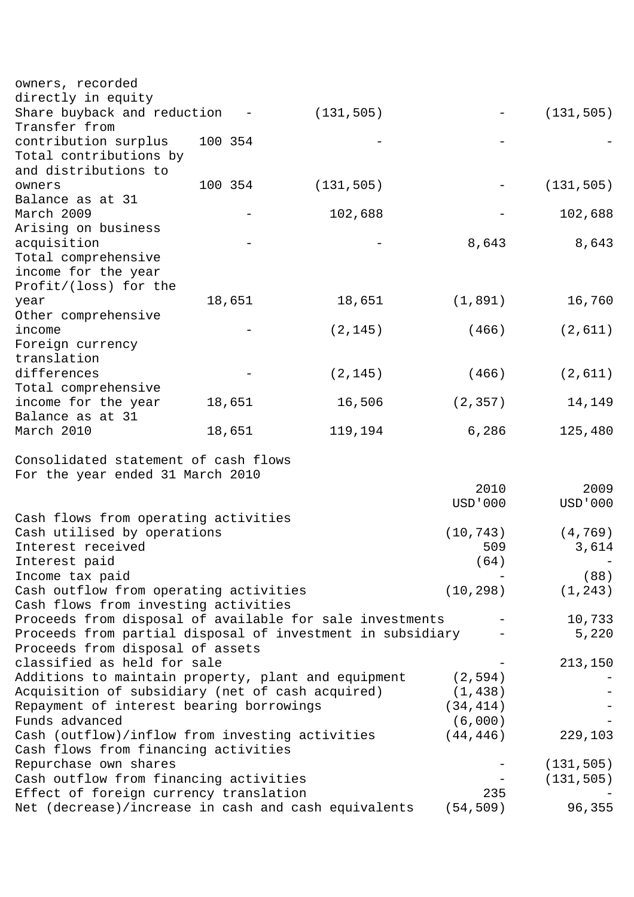| | | | | |
|---|---|---|---|---|
| owners, recorded directly in equity | | | | |
| Share buyback and reduction | - | (131,505) | - | (131,505) |
| Transfer from contribution surplus | 100 354 | - | - | - |
| Total contributions by and distributions to owners | 100 354 | (131,505) | - | (131,505) |
| Balance as at 31 March 2009 | - | 102,688 | - | 102,688 |
| Arising on business acquisition | - | - | 8,643 | 8,643 |
| Total comprehensive income for the year | | | | |
| Profit/(loss) for the year | 18,651 | 18,651 | (1,891) | 16,760 |
| Other comprehensive income | - | (2,145) | (466) | (2,611) |
| Foreign currency translation differences | - | (2,145) | (466) | (2,611) |
| Total comprehensive income for the year | 18,651 | 16,506 | (2,357) | 14,149 |
| Balance as at 31 March 2010 | 18,651 | 119,194 | 6,286 | 125,480 |

Consolidated statement of cash flows
For the year ended 31 March 2010

| | 2010 USD'000 | 2009 USD'000 |
|---|---|---|
| Cash flows from operating activities | | |
| Cash utilised by operations | (10,743) | (4,769) |
| Interest received | 509 | 3,614 |
| Interest paid | (64) | - |
| Income tax paid | - | (88) |
| Cash outflow from operating activities | (10,298) | (1,243) |
| Cash flows from investing activities | | |
| Proceeds from disposal of available for sale investments | - | 10,733 |
| Proceeds from partial disposal of investment in subsidiary | - | 5,220 |
| Proceeds from disposal of assets classified as held for sale | - | 213,150 |
| Additions to maintain property, plant and equipment | (2,594) | - |
| Acquisition of subsidiary (net of cash acquired) | (1,438) | - |
| Repayment of interest bearing borrowings | (34,414) | - |
| Funds advanced | (6,000) | - |
| Cash (outflow)/inflow from investing activities | (44,446) | 229,103 |
| Cash flows from financing activities | | |
| Repurchase own shares | - | (131,505) |
| Cash outflow from financing activities | - | (131,505) |
| Effect of foreign currency translation | 235 | - |
| Net (decrease)/increase in cash and cash equivalents | (54,509) | 96,355 |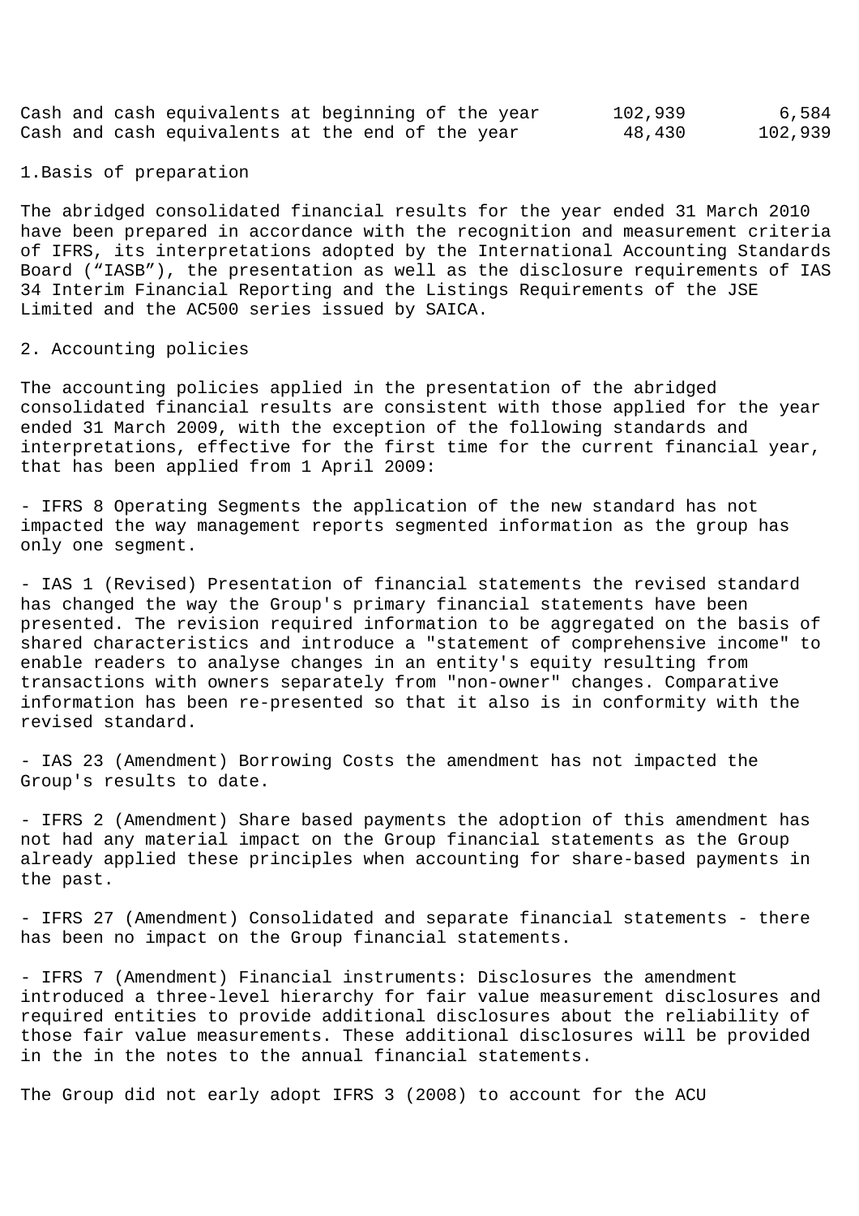| | | |
|---|---|---|
| Cash and cash equivalents at beginning of the year | 102,939 | 6,584 |
| Cash and cash equivalents at the end of the year | 48,430 | 102,939 |

1.Basis of preparation

The abridged consolidated financial results for the year ended 31 March 2010 have been prepared in accordance with the recognition and measurement criteria of IFRS, its interpretations adopted by the International Accounting Standards Board ("IASB"), the presentation as well as the disclosure requirements of IAS 34 Interim Financial Reporting and the Listings Requirements of the JSE Limited and the AC500 series issued by SAICA.

2. Accounting policies

The accounting policies applied in the presentation of the abridged consolidated financial results are consistent with those applied for the year ended 31 March 2009, with the exception of the following standards and interpretations, effective for the first time for the current financial year, that has been applied from 1 April 2009:

- IFRS 8 Operating Segments the application of the new standard has not impacted the way management reports segmented information as the group has only one segment.

- IAS 1 (Revised) Presentation of financial statements the revised standard has changed the way the Group's primary financial statements have been presented. The revision required information to be aggregated on the basis of shared characteristics and introduce a "statement of comprehensive income" to enable readers to analyse changes in an entity's equity resulting from transactions with owners separately from "non-owner" changes. Comparative information has been re-presented so that it also is in conformity with the revised standard.

- IAS 23 (Amendment) Borrowing Costs the amendment has not impacted the Group's results to date.

- IFRS 2 (Amendment) Share based payments the adoption of this amendment has not had any material impact on the Group financial statements as the Group already applied these principles when accounting for share-based payments in the past.

- IFRS 27 (Amendment) Consolidated and separate financial statements - there has been no impact on the Group financial statements.

- IFRS 7 (Amendment) Financial instruments: Disclosures the amendment introduced a three-level hierarchy for fair value measurement disclosures and required entities to provide additional disclosures about the reliability of those fair value measurements. These additional disclosures will be provided in the in the notes to the annual financial statements.

The Group did not early adopt IFRS 3 (2008) to account for the ACU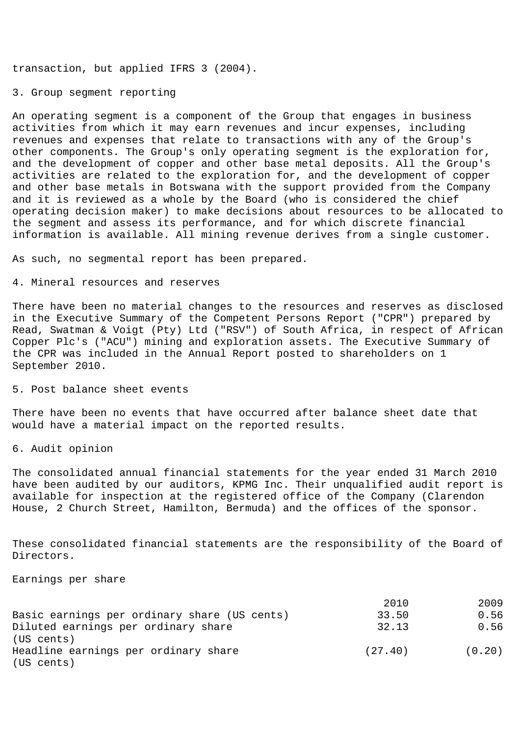transaction, but applied IFRS 3 (2004).

## 3. Group segment reporting

An operating segment is a component of the Group that engages in business activities from which it may earn revenues and incur expenses, including revenues and expenses that relate to transactions with any of the Group's other components. The Group's only operating segment is the exploration for, and the development of copper and other base metal deposits. All the Group's activities are related to the exploration for, and the development of copper and other base metals in Botswana with the support provided from the Company and it is reviewed as a whole by the Board (who is considered the chief operating decision maker) to make decisions about resources to be allocated to the segment and assess its performance, and for which discrete financial information is available. All mining revenue derives from a single customer.

As such, no segmental report has been prepared.

## 4. Mineral resources and reserves

There have been no material changes to the resources and reserves as disclosed in the Executive Summary of the Competent Persons Report ("CPR") prepared by Read, Swatman & Voigt (Pty) Ltd ("RSV") of South Africa, in respect of African Copper Plc's ("ACU") mining and exploration assets. The Executive Summary of the CPR was included in the Annual Report posted to shareholders on 1 September 2010.

## 5. Post balance sheet events

There have been no events that have occurred after balance sheet date that would have a material impact on the reported results.

## 6. Audit opinion

The consolidated annual financial statements for the year ended 31 March 2010 have been audited by our auditors, KPMG Inc. Their unqualified audit report is available for inspection at the registered office of the Company (Clarendon House, 2 Church Street, Hamilton, Bermuda) and the offices of the sponsor.

These consolidated financial statements are the responsibility of the Board of Directors.

## Earnings per share

| | 2010 | 2009 |
|---|---|---|
| Basic earnings per ordinary share (US cents) | 33.50 | 0.56 |
| Diluted earnings per ordinary share (US cents) | 32.13 | 0.56 |
| Headline earnings per ordinary share (US cents) | (27.40) | (0.20) |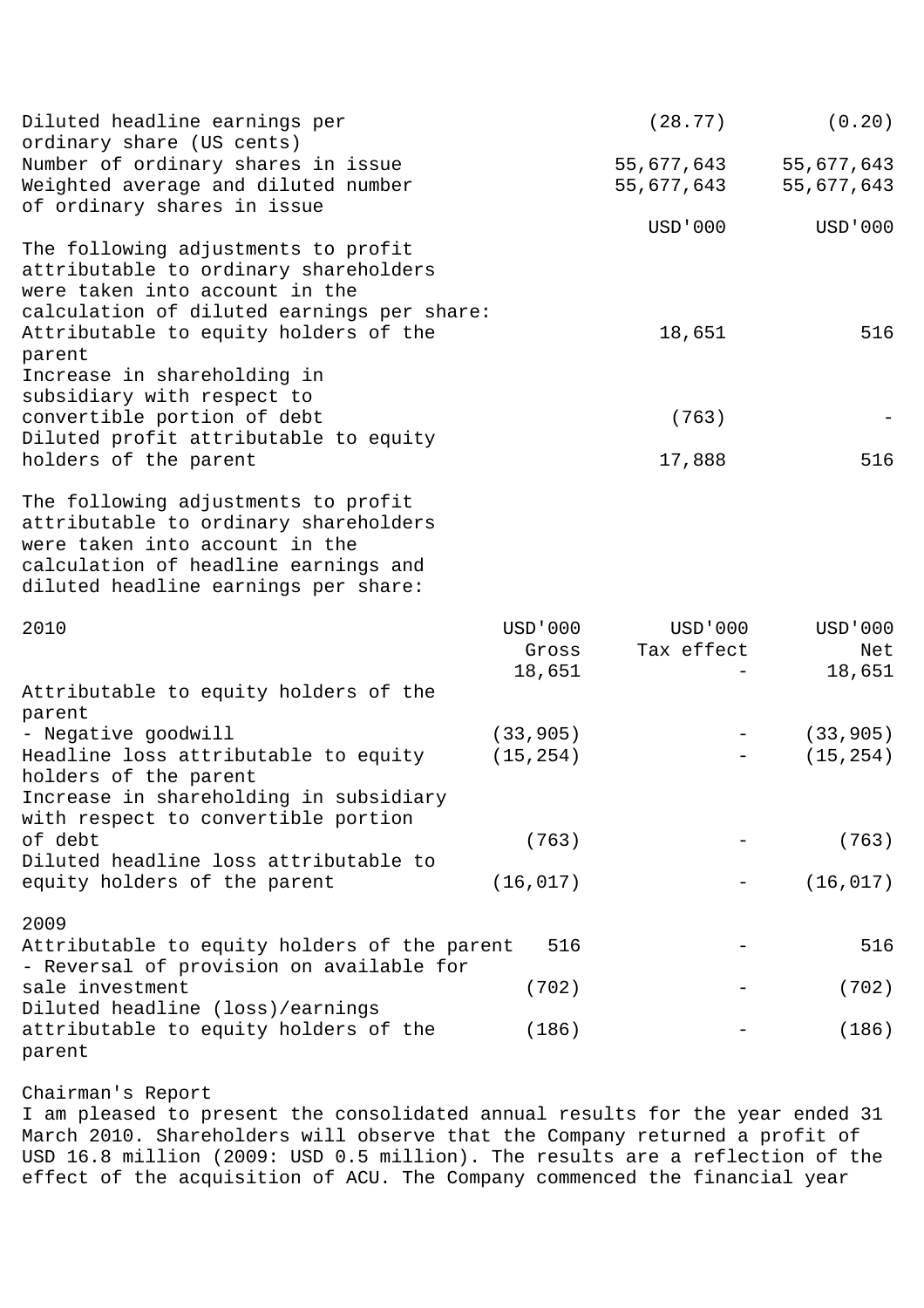| | | |
|---|---|---|
| Diluted headline earnings per ordinary share (US cents) | (28.77) | (0.20) |
| Number of ordinary shares in issue | 55,677,643 | 55,677,643 |
| Weighted average and diluted number of ordinary shares in issue | 55,677,643 | 55,677,643 |
| | USD'000 | USD'000 |
| The following adjustments to profit attributable to ordinary shareholders were taken into account in the calculation of diluted earnings per share: | | |
| Attributable to equity holders of the parent | 18,651 | 516 |
| Increase in shareholding in subsidiary with respect to convertible portion of debt | (763) | - |
| Diluted profit attributable to equity holders of the parent | 17,888 | 516 |

The following adjustments to profit attributable to ordinary shareholders were taken into account in the calculation of headline earnings and diluted headline earnings per share:

| 2010 | USD'000 Gross | USD'000 Tax effect | USD'000 Net |
|---|---|---|---|
| Attributable to equity holders of the parent | 18,651 | - | 18,651 |
| - Negative goodwill | (33,905) | - | (33,905) |
| Headline loss attributable to equity holders of the parent | (15,254) | - | (15,254) |
| Increase in shareholding in subsidiary with respect to convertible portion of debt | (763) | - | (763) |
| Diluted headline loss attributable to equity holders of the parent | (16,017) | - | (16,017) |
| **2009** | | | |
| Attributable to equity holders of the parent | 516 | - | 516 |
| - Reversal of provision on available for sale investment | (702) | - | (702) |
| Diluted headline (loss)/earnings attributable to equity holders of the parent | (186) | - | (186) |

Chairman's Report

I am pleased to present the consolidated annual results for the year ended 31 March 2010. Shareholders will observe that the Company returned a profit of USD 16.8 million (2009: USD 0.5 million). The results are a reflection of the effect of the acquisition of ACU. The Company commenced the financial year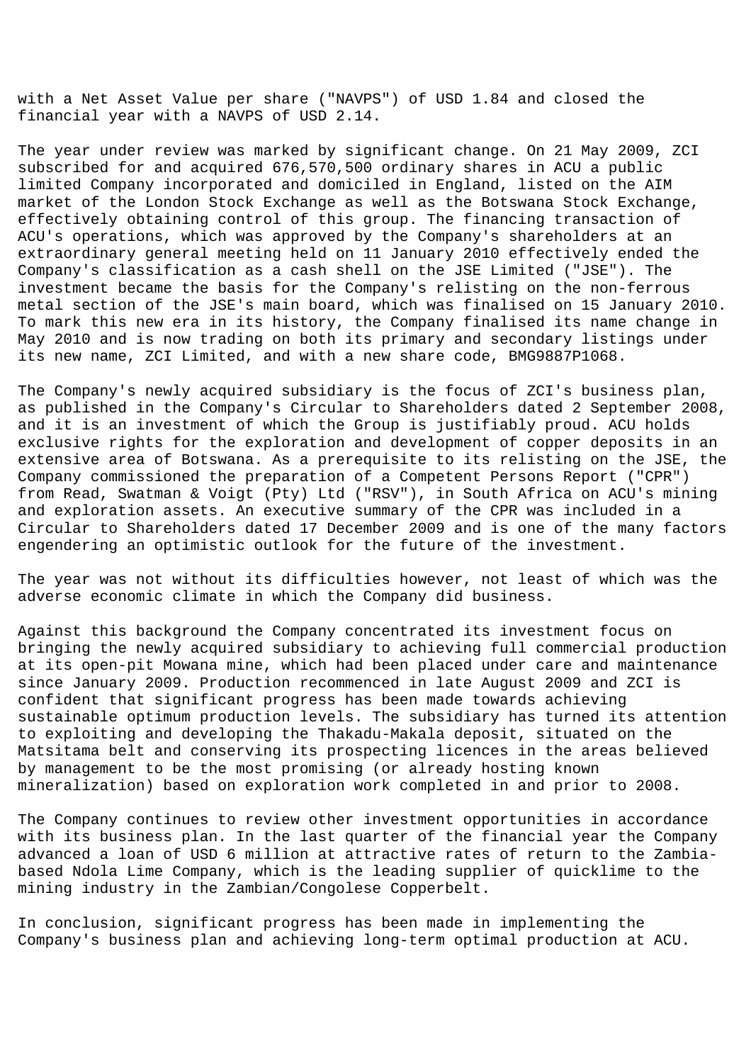with a Net Asset Value per share ("NAVPS") of USD 1.84 and closed the financial year with a NAVPS of USD 2.14.

The year under review was marked by significant change. On 21 May 2009, ZCI subscribed for and acquired 676,570,500 ordinary shares in ACU a public limited Company incorporated and domiciled in England, listed on the AIM market of the London Stock Exchange as well as the Botswana Stock Exchange, effectively obtaining control of this group. The financing transaction of ACU's operations, which was approved by the Company's shareholders at an extraordinary general meeting held on 11 January 2010 effectively ended the Company's classification as a cash shell on the JSE Limited ("JSE"). The investment became the basis for the Company's relisting on the non-ferrous metal section of the JSE's main board, which was finalised on 15 January 2010. To mark this new era in its history, the Company finalised its name change in May 2010 and is now trading on both its primary and secondary listings under its new name, ZCI Limited, and with a new share code, BMG9887P1068.

The Company's newly acquired subsidiary is the focus of ZCI's business plan, as published in the Company's Circular to Shareholders dated 2 September 2008, and it is an investment of which the Group is justifiably proud. ACU holds exclusive rights for the exploration and development of copper deposits in an extensive area of Botswana. As a prerequisite to its relisting on the JSE, the Company commissioned the preparation of a Competent Persons Report ("CPR") from Read, Swatman & Voigt (Pty) Ltd ("RSV"), in South Africa on ACU's mining and exploration assets. An executive summary of the CPR was included in a Circular to Shareholders dated 17 December 2009 and is one of the many factors engendering an optimistic outlook for the future of the investment.

The year was not without its difficulties however, not least of which was the adverse economic climate in which the Company did business.

Against this background the Company concentrated its investment focus on bringing the newly acquired subsidiary to achieving full commercial production at its open-pit Mowana mine, which had been placed under care and maintenance since January 2009. Production recommenced in late August 2009 and ZCI is confident that significant progress has been made towards achieving sustainable optimum production levels. The subsidiary has turned its attention to exploiting and developing the Thakadu-Makala deposit, situated on the Matsitama belt and conserving its prospecting licences in the areas believed by management to be the most promising (or already hosting known mineralization) based on exploration work completed in and prior to 2008.

The Company continues to review other investment opportunities in accordance with its business plan. In the last quarter of the financial year the Company advanced a loan of USD 6 million at attractive rates of return to the Zambia-based Ndola Lime Company, which is the leading supplier of quicklime to the mining industry in the Zambian/Congolese Copperbelt.

In conclusion, significant progress has been made in implementing the Company's business plan and achieving long-term optimal production at ACU.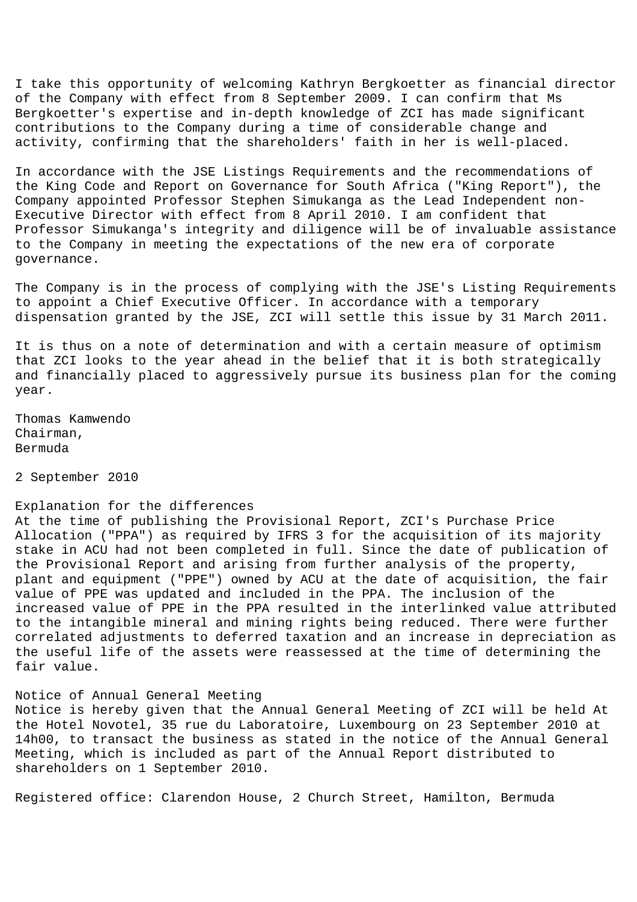I take this opportunity of welcoming Kathryn Bergkoetter as financial director of the Company with effect from 8 September 2009. I can confirm that Ms Bergkoetter's expertise and in-depth knowledge of ZCI has made significant contributions to the Company during a time of considerable change and activity, confirming that the shareholders' faith in her is well-placed.

In accordance with the JSE Listings Requirements and the recommendations of the King Code and Report on Governance for South Africa ("King Report"), the Company appointed Professor Stephen Simukanga as the Lead Independent non-Executive Director with effect from 8 April 2010. I am confident that Professor Simukanga's integrity and diligence will be of invaluable assistance to the Company in meeting the expectations of the new era of corporate governance.

The Company is in the process of complying with the JSE's Listing Requirements to appoint a Chief Executive Officer. In accordance with a temporary dispensation granted by the JSE, ZCI will settle this issue by 31 March 2011.

It is thus on a note of determination and with a certain measure of optimism that ZCI looks to the year ahead in the belief that it is both strategically and financially placed to aggressively pursue its business plan for the coming year.

Thomas Kamwendo
Chairman,
Bermuda

2 September 2010

## Explanation for the differences

At the time of publishing the Provisional Report, ZCI's Purchase Price Allocation ("PPA") as required by IFRS 3 for the acquisition of its majority stake in ACU had not been completed in full. Since the date of publication of the Provisional Report and arising from further analysis of the property, plant and equipment ("PPE") owned by ACU at the date of acquisition, the fair value of PPE was updated and included in the PPA. The inclusion of the increased value of PPE in the PPA resulted in the interlinked value attributed to the intangible mineral and mining rights being reduced. There were further correlated adjustments to deferred taxation and an increase in depreciation as the useful life of the assets were reassessed at the time of determining the fair value.

## Notice of Annual General Meeting

Notice is hereby given that the Annual General Meeting of ZCI will be held At the Hotel Novotel, 35 rue du Laboratoire, Luxembourg on 23 September 2010 at 14h00, to transact the business as stated in the notice of the Annual General Meeting, which is included as part of the Annual Report distributed to shareholders on 1 September 2010.

Registered office: Clarendon House, 2 Church Street, Hamilton, Bermuda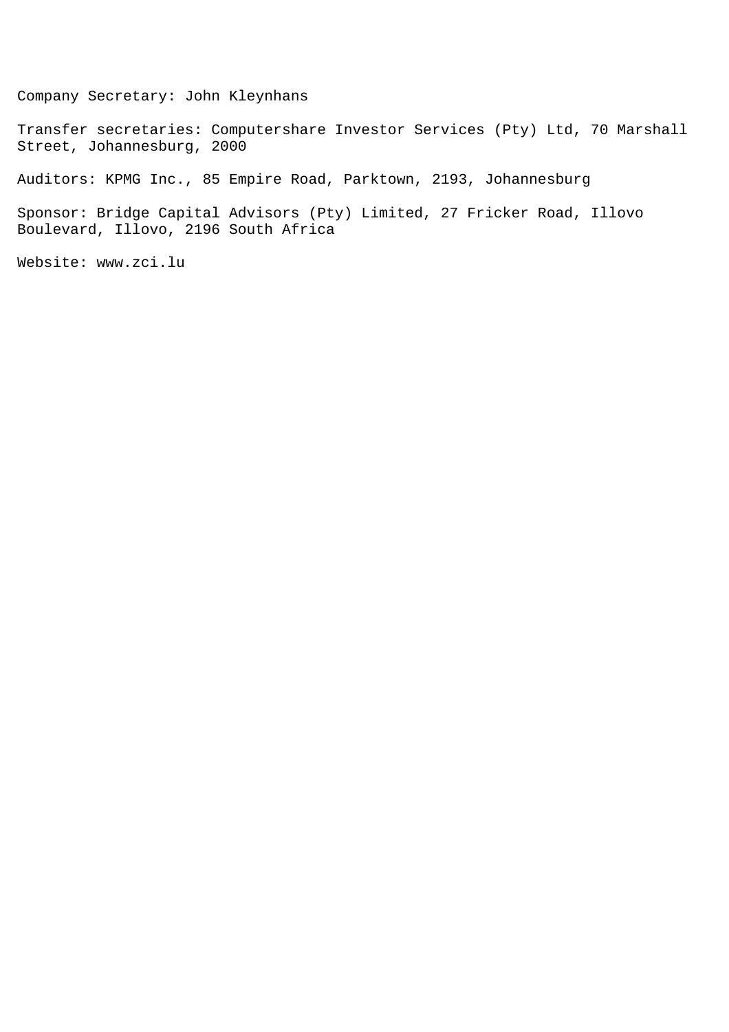Company Secretary: John Kleynhans

Transfer secretaries: Computershare Investor Services (Pty) Ltd, 70 Marshall Street, Johannesburg, 2000

Auditors: KPMG Inc., 85 Empire Road, Parktown, 2193, Johannesburg

Sponsor: Bridge Capital Advisors (Pty) Limited, 27 Fricker Road, Illovo Boulevard, Illovo, 2196 South Africa

Website: www.zci.lu